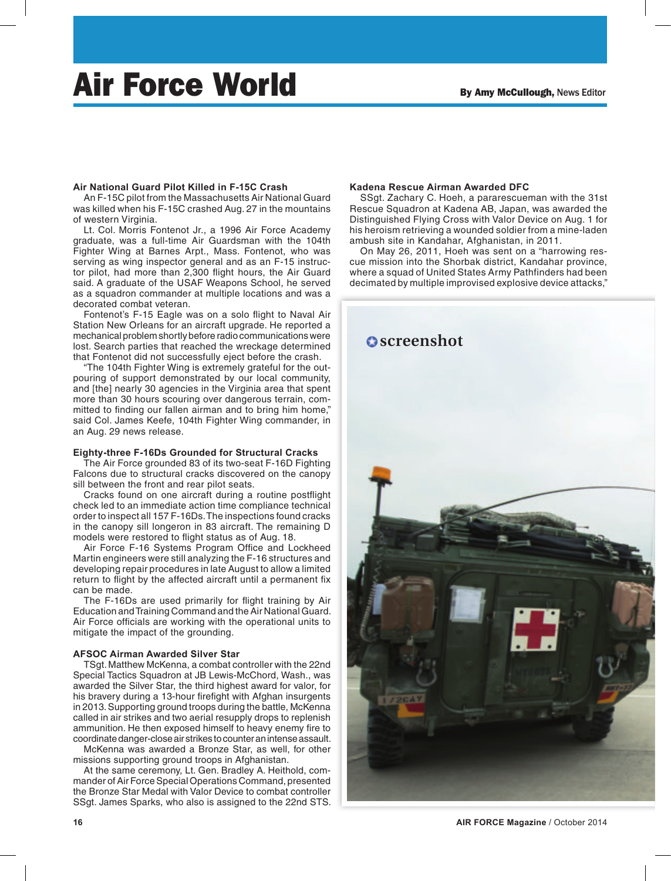# Air Force World

**By Amy McCullough,** News Editor

### Air National Guard Pilot Killed in F-15C Crash

An F-15C pilot from the Massachusetts Air National Guard was killed when his F-15C crashed Aug. 27 in the mountains of western Virginia.

Lt. Col. Morris Fontenot Jr., a 1996 Air Force Academy graduate, was a full-time Air Guardsman with the 104th Fighter Wing at Barnes Arpt., Mass. Fontenot, who was serving as wing inspector general and as an F-15 instructor pilot, had more than 2,300 flight hours, the Air Guard said. A graduate of the USAF Weapons School, he served as a squadron commander at multiple locations and was a decorated combat veteran.

Fontenot's F-15 Eagle was on a solo flight to Naval Air Station New Orleans for an aircraft upgrade. He reported a mechanical problem shortly before radio communications were lost. Search parties that reached the wreckage determined that Fontenot did not successfully eject before the crash.

"The 104th Fighter Wing is extremely grateful for the outpouring of support demonstrated by our local community, and [the] nearly 30 agencies in the Virginia area that spent more than 30 hours scouring over dangerous terrain, committed to finding our fallen airman and to bring him home," said Col. James Keefe, 104th Fighter Wing commander, in an Aug. 29 news release.

### Eighty-three F-16Ds Grounded for Structural Cracks

The Air Force grounded 83 of its two-seat F-16D Fighting Falcons due to structural cracks discovered on the canopy sill between the front and rear pilot seats.

Cracks found on one aircraft during a routine postflight check led to an immediate action time compliance technical order to inspect all 157 F-16Ds. The inspections found cracks in the canopy sill longeron in 83 aircraft. The remaining D models were restored to flight status as of Aug. 18.

Air Force F-16 Systems Program Office and Lockheed Martin engineers were still analyzing the F-16 structures and developing repair procedures in late August to allow a limited return to flight by the affected aircraft until a permanent fix can be made.

The F-16Ds are used primarily for flight training by Air Education and Training Command and the Air National Guard. Air Force officials are working with the operational units to mitigate the impact of the grounding.

### AFSOC Airman Awarded Silver Star

TSgt. Matthew McKenna, a combat controller with the 22nd Special Tactics Squadron at JB Lewis-McChord, Wash., was awarded the Silver Star, the third highest award for valor, for his bravery during a 13-hour firefight with Afghan insurgents in 2013. Supporting ground troops during the battle, McKenna called in air strikes and two aerial resupply drops to replenish ammunition. He then exposed himself to heavy enemy fire to coordinate danger-close air strikes to counter an intense assault.

McKenna was awarded a Bronze Star, as well, for other missions supporting ground troops in Afghanistan.

At the same ceremony, Lt. Gen. Bradley A. Heithold, commander of Air Force Special Operations Command, presented the Bronze Star Medal with Valor Device to combat controller SSgt. James Sparks, who also is assigned to the 22nd STS.

### Kadena Rescue Airman Awarded DFC

SSgt. Zachary C. Hoeh, a pararescueman with the 31st Rescue Squadron at Kadena AB, Japan, was awarded the Distinguished Flying Cross with Valor Device on Aug. 1 for his heroism retrieving a wounded soldier from a mine-laden ambush site in Kandahar, Afghanistan, in 2011.

On May 26, 2011, Hoeh was sent on a "harrowing rescue mission into the Shorbak district, Kandahar province, where a squad of United States Army Pathfinders had been decimated by multiple improvised explosive device attacks,"

screenshot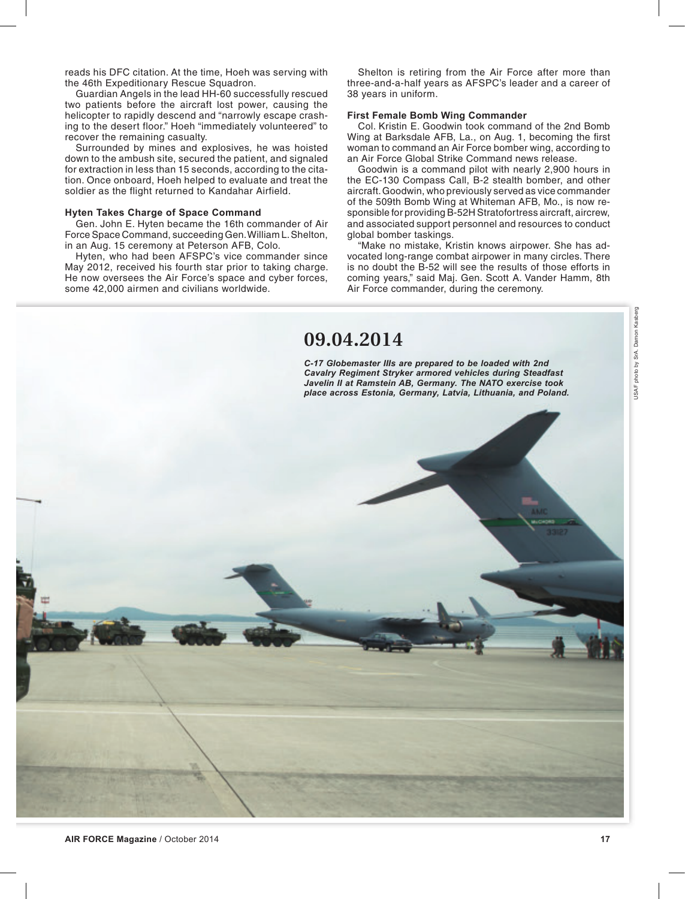reads his DFC citation. At the time, Hoeh was serving with the 46th Expeditionary Rescue Squadron.

Guardian Angels in the lead HH-60 successfully rescued two patients before the aircraft lost power, causing the helicopter to rapidly descend and "narrowly escape crashing to the desert floor." Hoeh "immediately volunteered" to recover the remaining casualty.

Surrounded by mines and explosives, he was hoisted down to the ambush site, secured the patient, and signaled for extraction in less than 15 seconds, according to the citation. Once onboard, Hoeh helped to evaluate and treat the soldier as the flight returned to Kandahar Airfield.

### Hyten Takes Charge of Space Command

Gen. John E. Hyten became the 16th commander of Air Force Space Command, succeeding Gen. William L. Shelton, in an Aug. 15 ceremony at Peterson AFB, Colo.

Hyten, who had been AFSPC's vice commander since May 2012, received his fourth star prior to taking charge. He now oversees the Air Force's space and cyber forces, some 42,000 airmen and civilians worldwide.

Shelton is retiring from the Air Force after more than three-and-a-half years as AFSPC's leader and a career of 38 years in uniform.

### First Female Bomb Wing Commander

Col. Kristin E. Goodwin took command of the 2nd Bomb Wing at Barksdale AFB, La., on Aug. 1, becoming the first woman to command an Air Force bomber wing, according to an Air Force Global Strike Command news release.

Goodwin is a command pilot with nearly 2,900 hours in the EC-130 Compass Call, B-2 stealth bomber, and other aircraft. Goodwin, who previously served as vice commander of the 509th Bomb Wing at Whiteman AFB, Mo., is now responsible for providing B-52H Stratofortress aircraft, aircrew, and associated support personnel and resources to conduct global bomber taskings.

"Make no mistake, Kristin knows airpower. She has advocated long-range combat airpower in many circles. There is no doubt the B-52 will see the results of those efforts in coming years," said Maj. Gen. Scott A. Vander Hamm, 8th Air Force commander, during the ceremony.

## 09.04.2014

*C-17 Globemaster IIIs are prepared to be loaded with 2nd Cavalry Regiment Stryker armored vehicles during Steadfast Javelin II at Ramstein AB, Germany. The NATO exercise took place across Estonia, Germany, Latvia, Lithuania, and Poland.*

USAF photo by SrA. Damon Kasberg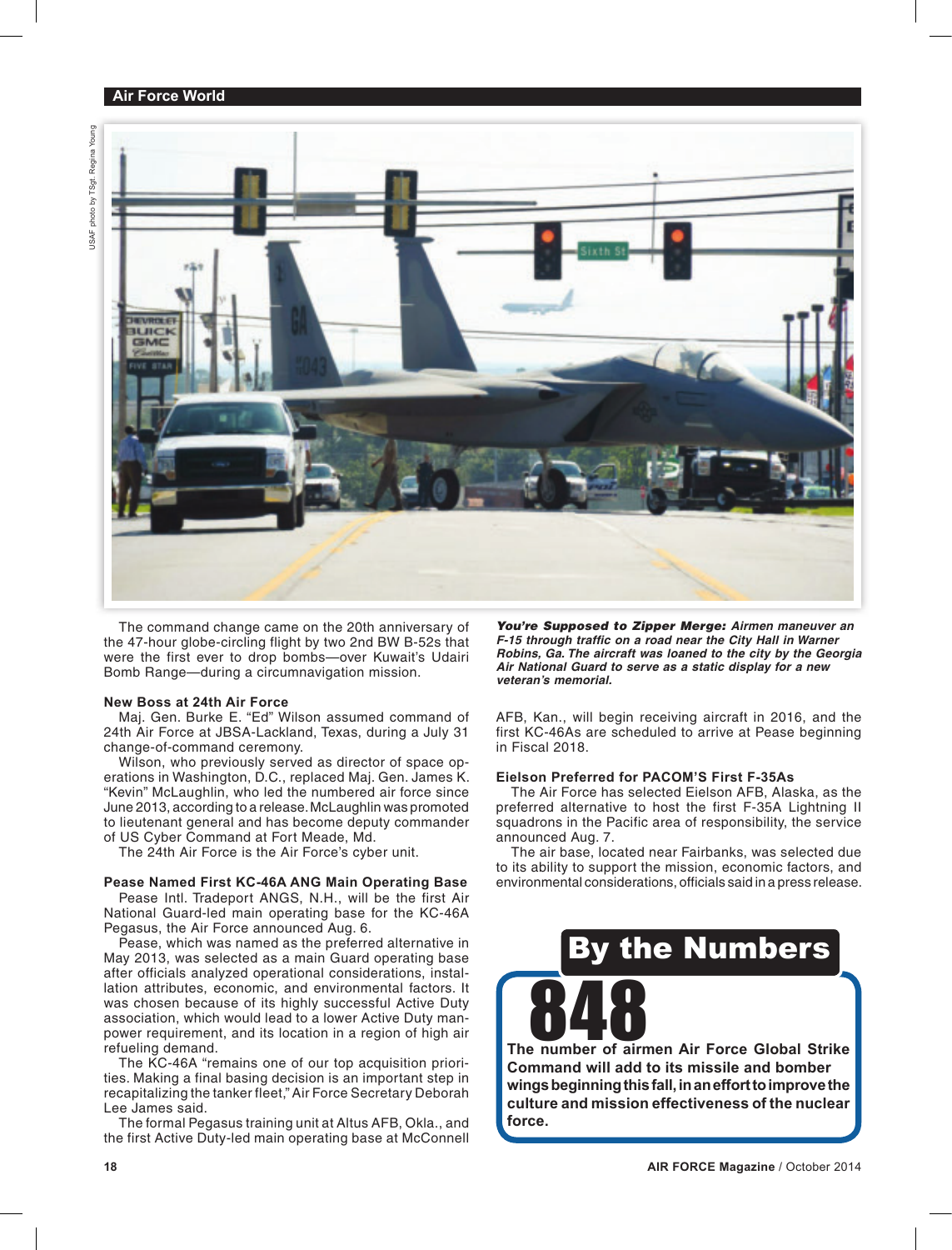The command change came on the 20th anniversary of the 47-hour globe-circling flight by two 2nd BW B-52s that were the first ever to drop bombs—over Kuwait's Udairi Bomb Range—during a circumnavigation mission.

### New Boss at 24th Air Force

Maj. Gen. Burke E. "Ed" Wilson assumed command of 24th Air Force at JBSA-Lackland, Texas, during a July 31 change-of-command ceremony.

Wilson, who previously served as director of space operations in Washington, D.C., replaced Maj. Gen. James K. "Kevin" McLaughlin, who led the numbered air force since June 2013, according to a release. McLaughlin was promoted to lieutenant general and has become deputy commander of US Cyber Command at Fort Meade, Md.

The 24th Air Force is the Air Force's cyber unit.

### Pease Named First KC-46A ANG Main Operating Base

Pease Intl. Tradeport ANGS, N.H., will be the first Air National Guard-led main operating base for the KC-46A Pegasus, the Air Force announced Aug. 6.

Pease, which was named as the preferred alternative in May 2013, was selected as a main Guard operating base after officials analyzed operational considerations, installation attributes, economic, and environmental factors. It was chosen because of its highly successful Active Duty association, which would lead to a lower Active Duty manpower requirement, and its location in a region of high air refueling demand.

The KC-46A "remains one of our top acquisition priorities. Making a final basing decision is an important step in recapitalizing the tanker fleet," Air Force Secretary Deborah Lee James said.

The formal Pegasus training unit at Altus AFB, Okla., and the first Active Duty-led main operating base at McConnell AFB, Kan., will begin receiving aircraft in 2016, and the first KC-46As are scheduled to arrive at Pease beginning in Fiscal 2018.

***You're Supposed to Zipper Merge:*** ***Airmen maneuver an F-15 through traffic on a road near the City Hall in Warner Robins, Ga. The aircraft was loaned to the city by the Georgia Air National Guard to serve as a static display for a new veteran's memorial.***

### Eielson Preferred for PACOM'S First F-35As

The Air Force has selected Eielson AFB, Alaska, as the preferred alternative to host the first F-35A Lightning II squadrons in the Pacific area of responsibility, the service announced Aug. 7.

The air base, located near Fairbanks, was selected due to its ability to support the mission, economic factors, and environmental considerations, officials said in a press release.

## By the Numbers

# 848

**The number of airmen Air Force Global Strike Command will add to its missile and bomber wings beginning this fall, in an effort to improve the culture and mission effectiveness of the nuclear force.**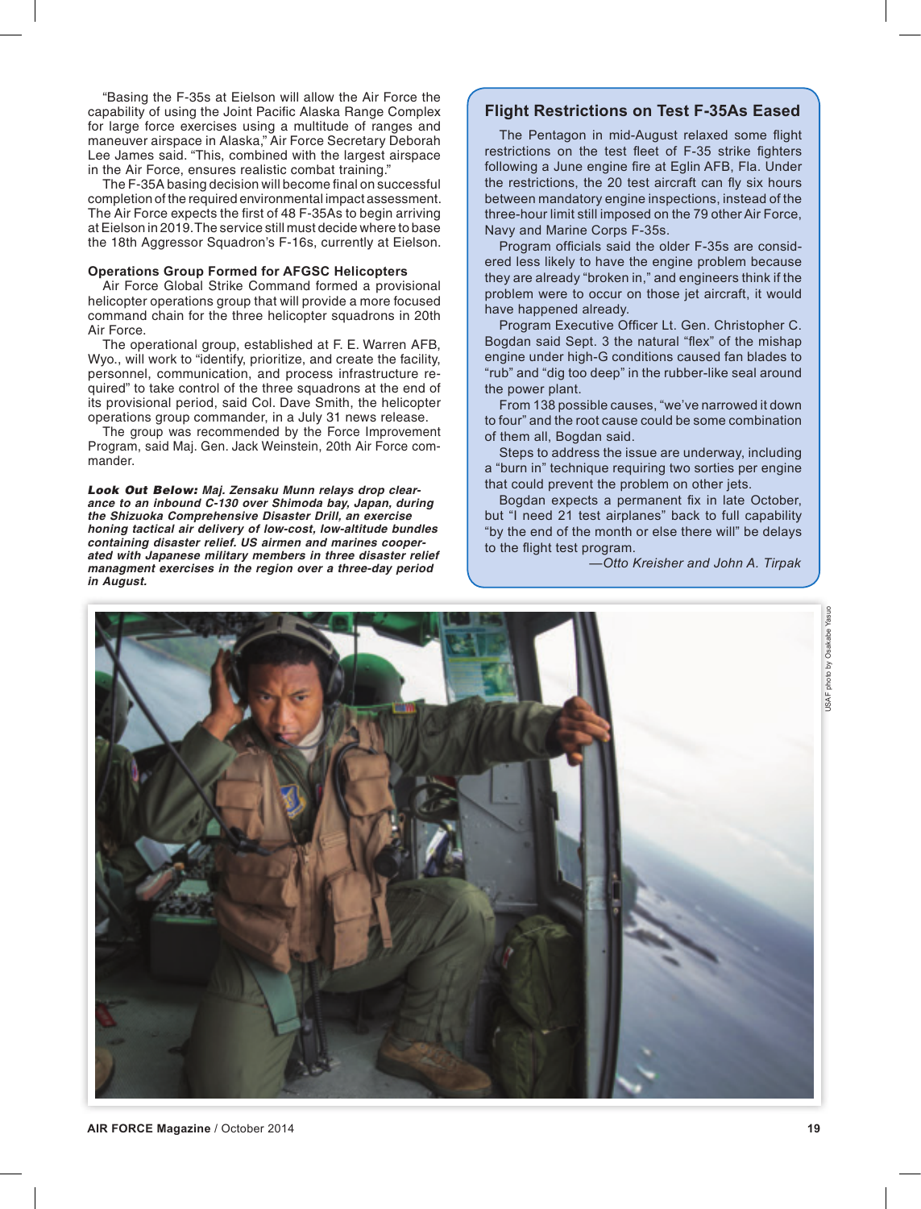"Basing the F-35s at Eielson will allow the Air Force the capability of using the Joint Pacific Alaska Range Complex for large force exercises using a multitude of ranges and maneuver airspace in Alaska," Air Force Secretary Deborah Lee James said. "This, combined with the largest airspace in the Air Force, ensures realistic combat training."

The F-35A basing decision will become final on successful completion of the required environmental impact assessment. The Air Force expects the first of 48 F-35As to begin arriving at Eielson in 2019. The service still must decide where to base the 18th Aggressor Squadron's F-16s, currently at Eielson.

### Operations Group Formed for AFGSC Helicopters

Air Force Global Strike Command formed a provisional helicopter operations group that will provide a more focused command chain for the three helicopter squadrons in 20th Air Force.

The operational group, established at F. E. Warren AFB, Wyo., will work to "identify, prioritize, and create the facility, personnel, communication, and process infrastructure required" to take control of the three squadrons at the end of its provisional period, said Col. Dave Smith, the helicopter operations group commander, in a July 31 news release.

The group was recommended by the Force Improvement Program, said Maj. Gen. Jack Weinstein, 20th Air Force commander.

***Look Out Below:*** ***Maj. Zensaku Munn relays drop clearance to an inbound C-130 over Shimoda bay, Japan, during the Shizuoka Comprehensive Disaster Drill, an exercise honing tactical air delivery of low-cost, low-altitude bundles containing disaster relief. US airmen and marines cooperated with Japanese military members in three disaster relief managment exercises in the region over a three-day period in August.***

## Flight Restrictions on Test F-35As Eased

The Pentagon in mid-August relaxed some flight restrictions on the test fleet of F-35 strike fighters following a June engine fire at Eglin AFB, Fla. Under the restrictions, the 20 test aircraft can fly six hours between mandatory engine inspections, instead of the three-hour limit still imposed on the 79 other Air Force, Navy and Marine Corps F-35s.

Program officials said the older F-35s are considered less likely to have the engine problem because they are already "broken in," and engineers think if the problem were to occur on those jet aircraft, it would have happened already.

Program Executive Officer Lt. Gen. Christopher C. Bogdan said Sept. 3 the natural "flex" of the mishap engine under high-G conditions caused fan blades to "rub" and "dig too deep" in the rubber-like seal around the power plant.

From 138 possible causes, "we've narrowed it down to four" and the root cause could be some combination of them all, Bogdan said.

Steps to address the issue are underway, including a "burn in" technique requiring two sorties per engine that could prevent the problem on other jets.

Bogdan expects a permanent fix in late October, but "I need 21 test airplanes" back to full capability "by the end of the month or else there will" be delays to the flight test program.

*—Otto Kreisher and John A. Tirpak*

USAF photo by Osakabe Yasuo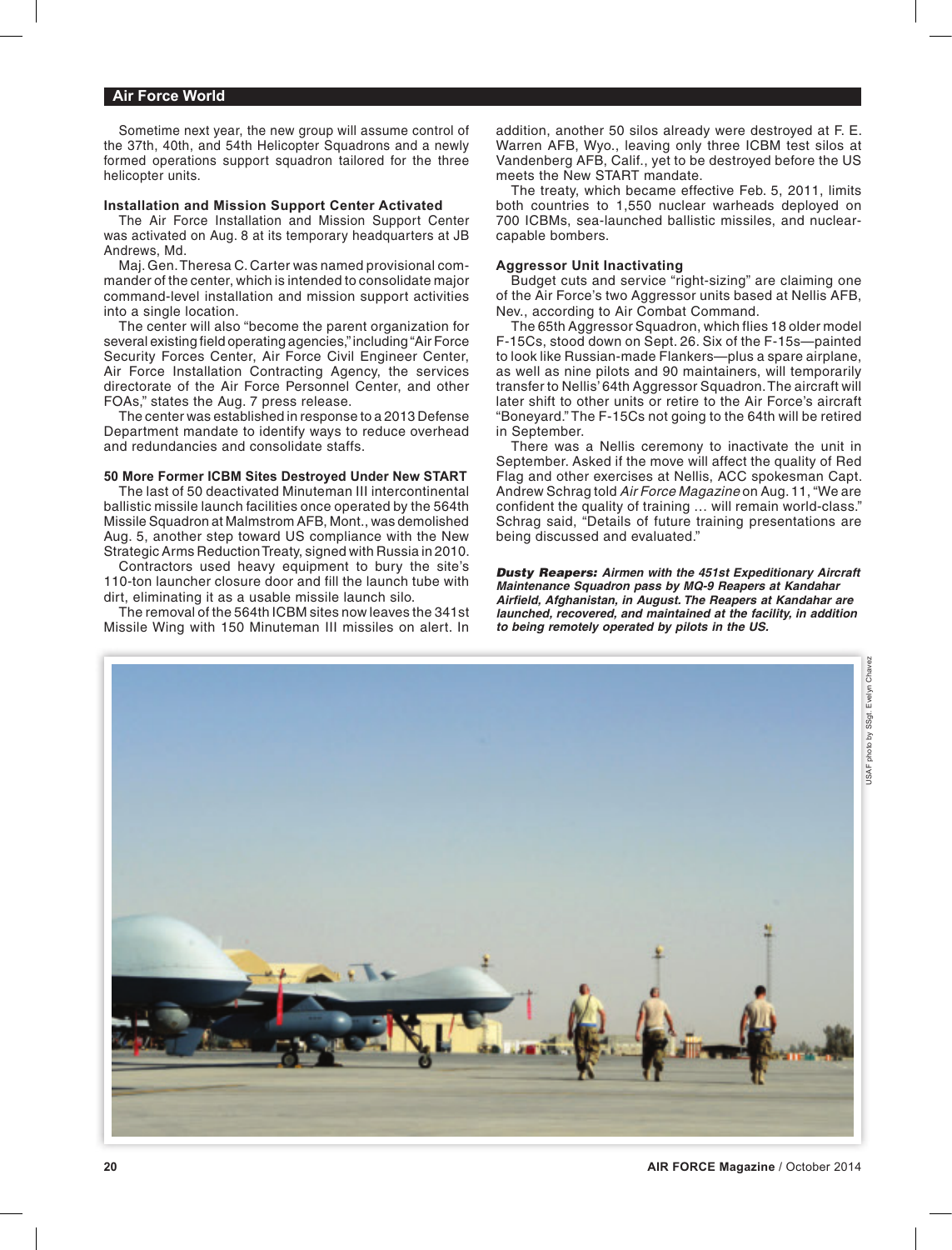Sometime next year, the new group will assume control of the 37th, 40th, and 54th Helicopter Squadrons and a newly formed operations support squadron tailored for the three helicopter units.

### Installation and Mission Support Center Activated

The Air Force Installation and Mission Support Center was activated on Aug. 8 at its temporary headquarters at JB Andrews, Md.

Maj. Gen. Theresa C. Carter was named provisional commander of the center, which is intended to consolidate major command-level installation and mission support activities into a single location.

The center will also "become the parent organization for several existing field operating agencies," including "Air Force Security Forces Center, Air Force Civil Engineer Center, Air Force Installation Contracting Agency, the services directorate of the Air Force Personnel Center, and other FOAs," states the Aug. 7 press release.

The center was established in response to a 2013 Defense Department mandate to identify ways to reduce overhead and redundancies and consolidate staffs.

### 50 More Former ICBM Sites Destroyed Under New START

The last of 50 deactivated Minuteman III intercontinental ballistic missile launch facilities once operated by the 564th Missile Squadron at Malmstrom AFB, Mont., was demolished Aug. 5, another step toward US compliance with the New Strategic Arms Reduction Treaty, signed with Russia in 2010.

Contractors used heavy equipment to bury the site's 110-ton launcher closure door and fill the launch tube with dirt, eliminating it as a usable missile launch silo.

The removal of the 564th ICBM sites now leaves the 341st Missile Wing with 150 Minuteman III missiles on alert. In addition, another 50 silos already were destroyed at F. E. Warren AFB, Wyo., leaving only three ICBM test silos at Vandenberg AFB, Calif., yet to be destroyed before the US meets the New START mandate.

The treaty, which became effective Feb. 5, 2011, limits both countries to 1,550 nuclear warheads deployed on 700 ICBMs, sea-launched ballistic missiles, and nuclear-capable bombers.

### Aggressor Unit Inactivating

Budget cuts and service "right-sizing" are claiming one of the Air Force's two Aggressor units based at Nellis AFB, Nev., according to Air Combat Command.

The 65th Aggressor Squadron, which flies 18 older model F-15Cs, stood down on Sept. 26. Six of the F-15s—painted to look like Russian-made Flankers—plus a spare airplane, as well as nine pilots and 90 maintainers, will temporarily transfer to Nellis' 64th Aggressor Squadron. The aircraft will later shift to other units or retire to the Air Force's aircraft "Boneyard." The F-15Cs not going to the 64th will be retired in September.

There was a Nellis ceremony to inactivate the unit in September. Asked if the move will affect the quality of Red Flag and other exercises at Nellis, ACC spokesman Capt. Andrew Schrag told *Air Force Magazine* on Aug. 11, "We are confident the quality of training … will remain world-class." Schrag said, "Details of future training presentations are being discussed and evaluated."

***Dusty Reapers:** Airmen with the 451st Expeditionary Aircraft Maintenance Squadron pass by MQ-9 Reapers at Kandahar Airfield, Afghanistan, in August. The Reapers at Kandahar are launched, recovered, and maintained at the facility, in addition to being remotely operated by pilots in the US.*

USAF photo by SSgt. Evelyn Chavez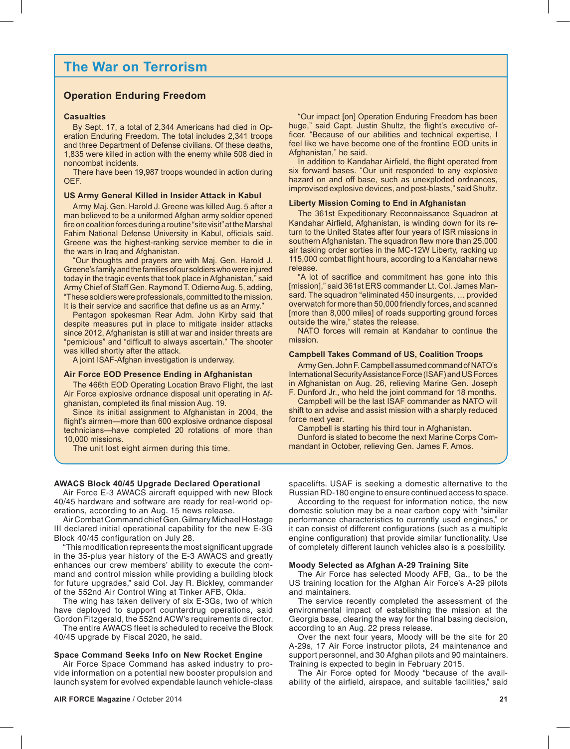## The War on Terrorism

### Operation Enduring Freedom

#### Casualties

By Sept. 17, a total of 2,344 Americans had died in Operation Enduring Freedom. The total includes 2,341 troops and three Department of Defense civilians. Of these deaths, 1,835 were killed in action with the enemy while 508 died in noncombat incidents.

There have been 19,987 troops wounded in action during OEF.

#### US Army General Killed in Insider Attack in Kabul

Army Maj. Gen. Harold J. Greene was killed Aug. 5 after a man believed to be a uniformed Afghan army soldier opened fire on coalition forces during a routine "site visit" at the Marshal Fahim National Defense University in Kabul, officials said. Greene was the highest-ranking service member to die in the wars in Iraq and Afghanistan.

"Our thoughts and prayers are with Maj. Gen. Harold J. Greene's family and the families of our soldiers who were injured today in the tragic events that took place in Afghanistan," said Army Chief of Staff Gen. Raymond T. Odierno Aug. 5, adding, "These soldiers were professionals, committed to the mission. It is their service and sacrifice that define us as an Army."

Pentagon spokesman Rear Adm. John Kirby said that despite measures put in place to mitigate insider attacks since 2012, Afghanistan is still at war and insider threats are "pernicious" and "difficult to always ascertain." The shooter was killed shortly after the attack.

A joint ISAF-Afghan investigation is underway.

#### Air Force EOD Presence Ending in Afghanistan

The 466th EOD Operating Location Bravo Flight, the last Air Force explosive ordnance disposal unit operating in Afghanistan, completed its final mission Aug. 19.

Since its initial assignment to Afghanistan in 2004, the flight's airmen—more than 600 explosive ordnance disposal technicians—have completed 20 rotations of more than 10,000 missions.

The unit lost eight airmen during this time.

"Our impact [on] Operation Enduring Freedom has been huge," said Capt. Justin Shultz, the flight's executive officer. "Because of our abilities and technical expertise, I feel like we have become one of the frontline EOD units in Afghanistan," he said.

In addition to Kandahar Airfield, the flight operated from six forward bases. "Our unit responded to any explosive hazard on and off base, such as unexploded ordnances, improvised explosive devices, and post-blasts," said Shultz.

#### Liberty Mission Coming to End in Afghanistan

The 361st Expeditionary Reconnaissance Squadron at Kandahar Airfield, Afghanistan, is winding down for its return to the United States after four years of ISR missions in southern Afghanistan. The squadron flew more than 25,000 air tasking order sorties in the MC-12W Liberty, racking up 115,000 combat flight hours, according to a Kandahar news release.

"A lot of sacrifice and commitment has gone into this [mission]," said 361st ERS commander Lt. Col. James Mansard. The squadron "eliminated 450 insurgents, … provided overwatch for more than 50,000 friendly forces, and scanned [more than 8,000 miles] of roads supporting ground forces outside the wire," states the release.

NATO forces will remain at Kandahar to continue the mission.

#### Campbell Takes Command of US, Coalition Troops

Army Gen. John F. Campbell assumed command of NATO's International Security Assistance Force (ISAF) and US Forces in Afghanistan on Aug. 26, relieving Marine Gen. Joseph F. Dunford Jr., who held the joint command for 18 months.

Campbell will be the last ISAF commander as NATO will shift to an advise and assist mission with a sharply reduced force next year.

Campbell is starting his third tour in Afghanistan.

Dunford is slated to become the next Marine Corps Commandant in October, relieving Gen. James F. Amos.

#### AWACS Block 40/45 Upgrade Declared Operational

Air Force E-3 AWACS aircraft equipped with new Block 40/45 hardware and software are ready for real-world operations, according to an Aug. 15 news release.

Air Combat Command chief Gen. Gilmary Michael Hostage III declared initial operational capability for the new E-3G Block 40/45 configuration on July 28.

"This modification represents the most significant upgrade in the 35-plus year history of the E-3 AWACS and greatly enhances our crew members' ability to execute the command and control mission while providing a building block for future upgrades," said Col. Jay R. Bickley, commander of the 552nd Air Control Wing at Tinker AFB, Okla.

The wing has taken delivery of six E-3Gs, two of which have deployed to support counterdrug operations, said Gordon Fitzgerald, the 552nd ACW's requirements director.

The entire AWACS fleet is scheduled to receive the Block 40/45 upgrade by Fiscal 2020, he said.

#### Space Command Seeks Info on New Rocket Engine

Air Force Space Command has asked industry to provide information on a potential new booster propulsion and launch system for evolved expendable launch vehicle-class spacelifts. USAF is seeking a domestic alternative to the Russian RD-180 engine to ensure continued access to space.

According to the request for information notice, the new domestic solution may be a near carbon copy with "similar performance characteristics to currently used engines," or it can consist of different configurations (such as a multiple engine configuration) that provide similar functionality. Use of completely different launch vehicles also is a possibility.

#### Moody Selected as Afghan A-29 Training Site

The Air Force has selected Moody AFB, Ga., to be the US training location for the Afghan Air Force's A-29 pilots and maintainers.

The service recently completed the assessment of the environmental impact of establishing the mission at the Georgia base, clearing the way for the final basing decision, according to an Aug. 22 press release.

Over the next four years, Moody will be the site for 20 A-29s, 17 Air Force instructor pilots, 24 maintenance and support personnel, and 30 Afghan pilots and 90 maintainers. Training is expected to begin in February 2015.

The Air Force opted for Moody "because of the availability of the airfield, airspace, and suitable facilities," said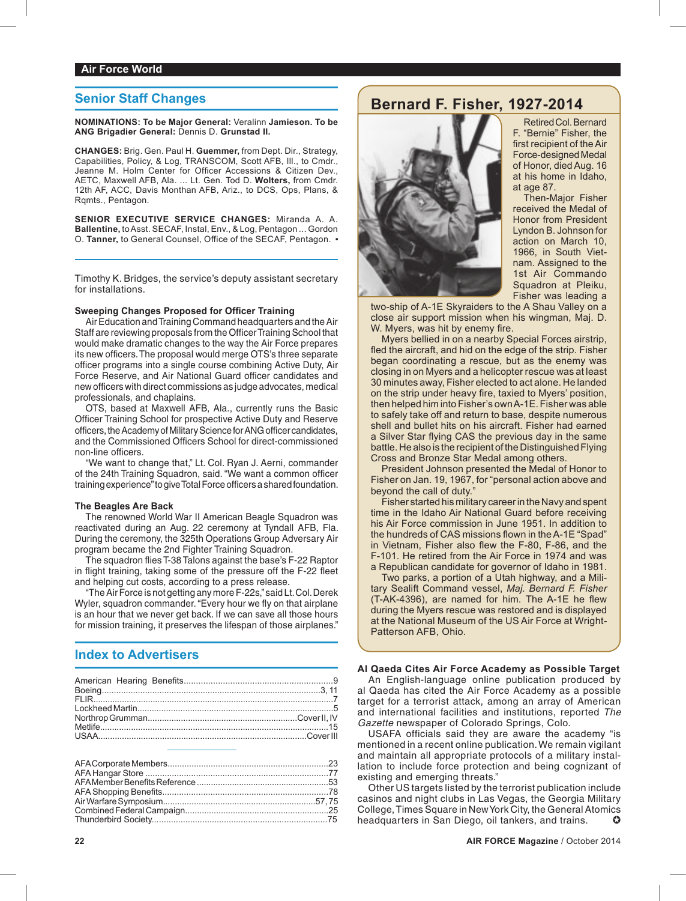## Air Force World

### Senior Staff Changes

**NOMINATIONS: To be Major General:** Veralinn **Jamieson. To be ANG Brigadier General:** Dennis D. **Grunstad II.**

**CHANGES:** Brig. Gen. Paul H. **Guemmer,** from Dept. Dir., Strategy, Capabilities, Policy, & Log, TRANSCOM, Scott AFB, Ill., to Cmdr., Jeanne M. Holm Center for Officer Accessions & Citizen Dev., AETC, Maxwell AFB, Ala. ... Lt. Gen. Tod D. **Wolters,** from Cmdr. 12th AF, ACC, Davis Monthan AFB, Ariz., to DCS, Ops, Plans, & Rqmts., Pentagon.

**SENIOR EXECUTIVE SERVICE CHANGES:** Miranda A. A. **Ballentine,** to Asst. SECAF, Instal, Env., & Log, Pentagon ... Gordon O. **Tanner,** to General Counsel, Office of the SECAF, Pentagon. ▪

Timothy K. Bridges, the service's deputy assistant secretary for installations.

### Sweeping Changes Proposed for Officer Training

Air Education and Training Command headquarters and the Air Staff are reviewing proposals from the Officer Training School that would make dramatic changes to the way the Air Force prepares its new officers. The proposal would merge OTS's three separate officer programs into a single course combining Active Duty, Air Force Reserve, and Air National Guard officer candidates and new officers with direct commissions as judge advocates, medical professionals, and chaplains.

OTS, based at Maxwell AFB, Ala., currently runs the Basic Officer Training School for prospective Active Duty and Reserve officers, the Academy of Military Science for ANG officer candidates, and the Commissioned Officers School for direct-commissioned non-line officers.

"We want to change that," Lt. Col. Ryan J. Aerni, commander of the 24th Training Squadron, said. "We want a common officer training experience" to give Total Force officers a shared foundation.

### The Beagles Are Back

The renowned World War II American Beagle Squadron was reactivated during an Aug. 22 ceremony at Tyndall AFB, Fla. During the ceremony, the 325th Operations Group Adversary Air program became the 2nd Fighter Training Squadron.

The squadron flies T-38 Talons against the base's F-22 Raptor in flight training, taking some of the pressure off the F-22 fleet and helping cut costs, according to a press release.

"The Air Force is not getting any more F-22s," said Lt. Col. Derek Wyler, squadron commander. "Every hour we fly on that airplane is an hour that we never get back. If we can save all those hours for mission training, it preserves the lifespan of those airplanes."

### Index to Advertisers

American Hearing Benefits....9
Boeing....3, 11
FLIR....7
Lockheed Martin....5
Northrop Grumman....Cover II, IV
Metlife....15
USAA....Cover III

AFA Corporate Members....23
AFA Hangar Store....77
AFA Member Benefits Reference....53
AFA Shopping Benefits....78
Air Warfare Symposium....57, 75
Combined Federal Campaign....25
Thunderbird Society....75

## Bernard F. Fisher, 1927-2014

Retired Col. Bernard F. "Bernie" Fisher, the first recipient of the Air Force-designed Medal of Honor, died Aug. 16 at his home in Idaho, at age 87.

Then-Major Fisher received the Medal of Honor from President Lyndon B. Johnson for action on March 10, 1966, in South Vietnam. Assigned to the 1st Air Commando Squadron at Pleiku, Fisher was leading a two-ship of A-1E Skyraiders to the A Shau Valley on a close air support mission when his wingman, Maj. D. W. Myers, was hit by enemy fire.

Myers bellied in on a nearby Special Forces airstrip, fled the aircraft, and hid on the edge of the strip. Fisher began coordinating a rescue, but as the enemy was closing in on Myers and a helicopter rescue was at least 30 minutes away, Fisher elected to act alone. He landed on the strip under heavy fire, taxied to Myers' position, then helped him into Fisher's own A-1E. Fisher was able to safely take off and return to base, despite numerous shell and bullet hits on his aircraft. Fisher had earned a Silver Star flying CAS the previous day in the same battle. He also is the recipient of the Distinguished Flying Cross and Bronze Star Medal among others.

President Johnson presented the Medal of Honor to Fisher on Jan. 19, 1967, for "personal action above and beyond the call of duty."

Fisher started his military career in the Navy and spent time in the Idaho Air National Guard before receiving his Air Force commission in June 1951. In addition to the hundreds of CAS missions flown in the A-1E "Spad" in Vietnam, Fisher also flew the F-80, F-86, and the F-101. He retired from the Air Force in 1974 and was a Republican candidate for governor of Idaho in 1981.

Two parks, a portion of a Utah highway, and a Military Sealift Command vessel, *Maj. Bernard F. Fisher* (T-AK-4396), are named for him. The A-1E he flew during the Myers rescue was restored and is displayed at the National Museum of the US Air Force at Wright-Patterson AFB, Ohio.

### Al Qaeda Cites Air Force Academy as Possible Target

An English-language online publication produced by al Qaeda has cited the Air Force Academy as a possible target for a terrorist attack, among an array of American and international facilities and institutions, reported *The Gazette* newspaper of Colorado Springs, Colo.

USAFA officials said they are aware the academy "is mentioned in a recent online publication. We remain vigilant and maintain all appropriate protocols of a military installation to include force protection and being cognizant of existing and emerging threats."

Other US targets listed by the terrorist publication include casinos and night clubs in Las Vegas, the Georgia Military College, Times Square in New York City, the General Atomics headquarters in San Diego, oil tankers, and trains. ✪